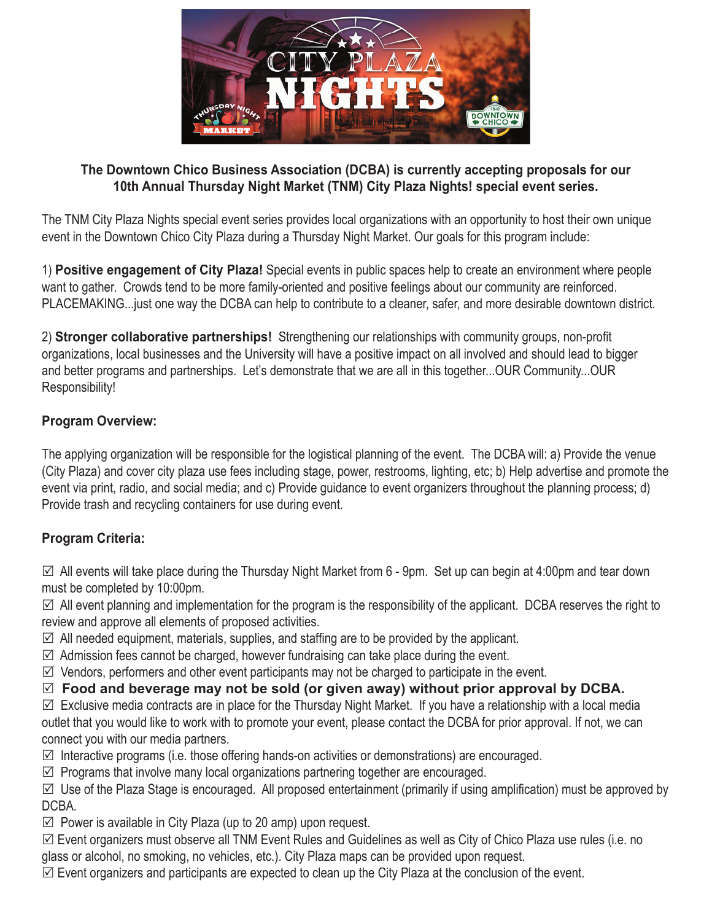**The Downtown Chico Business Association (DCBA) is currently accepting proposals for our 10th Annual Thursday Night Market (TNM) City Plaza Nights! special event series.**

The TNM City Plaza Nights special event series provides local organizations with an opportunity to host their own unique event in the Downtown Chico City Plaza during a Thursday Night Market. Our goals for this program include:

1) **Positive engagement of City Plaza!** Special events in public spaces help to create an environment where people want to gather. Crowds tend to be more family-oriented and positive feelings about our community are reinforced. PLACEMAKING...just one way the DCBA can help to contribute to a cleaner, safer, and more desirable downtown district.

2) **Stronger collaborative partnerships!** Strengthening our relationships with community groups, non-profit organizations, local businesses and the University will have a positive impact on all involved and should lead to bigger and better programs and partnerships. Let's demonstrate that we are all in this together...OUR Community...OUR Responsibility!

### Program Overview:

The applying organization will be responsible for the logistical planning of the event. The DCBA will: a) Provide the venue (City Plaza) and cover city plaza use fees including stage, power, restrooms, lighting, etc; b) Help advertise and promote the event via print, radio, and social media; and c) Provide guidance to event organizers throughout the planning process; d) Provide trash and recycling containers for use during event.

### Program Criteria:

☑ All events will take place during the Thursday Night Market from 6 - 9pm. Set up can begin at 4:00pm and tear down must be completed by 10:00pm.
☑ All event planning and implementation for the program is the responsibility of the applicant. DCBA reserves the right to review and approve all elements of proposed activities.
☑ All needed equipment, materials, supplies, and staffing are to be provided by the applicant.
☑ Admission fees cannot be charged, however fundraising can take place during the event.
☑ Vendors, performers and other event participants may not be charged to participate in the event.
☑ **Food and beverage may not be sold (or given away) without prior approval by DCBA.**
☑ Exclusive media contracts are in place for the Thursday Night Market. If you have a relationship with a local media outlet that you would like to work with to promote your event, please contact the DCBA for prior approval. If not, we can connect you with our media partners.
☑ Interactive programs (i.e. those offering hands-on activities or demonstrations) are encouraged.
☑ Programs that involve many local organizations partnering together are encouraged.
☑ Use of the Plaza Stage is encouraged. All proposed entertainment (primarily if using amplification) must be approved by DCBA.
☑ Power is available in City Plaza (up to 20 amp) upon request.
☑ Event organizers must observe all TNM Event Rules and Guidelines as well as City of Chico Plaza use rules (i.e. no glass or alcohol, no smoking, no vehicles, etc.). City Plaza maps can be provided upon request.
☑ Event organizers and participants are expected to clean up the City Plaza at the conclusion of the event.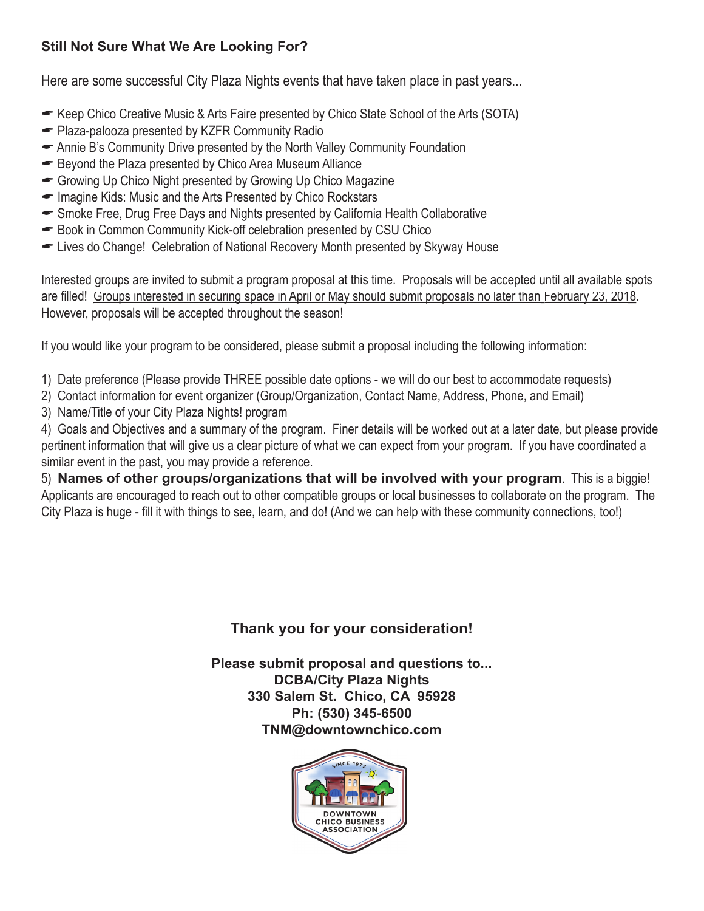**Still Not Sure What We Are Looking For?**

Here are some successful City Plaza Nights events that have taken place in past years...

- Keep Chico Creative Music & Arts Faire presented by Chico State School of the Arts (SOTA)
- Plaza-palooza presented by KZFR Community Radio
- Annie B's Community Drive presented by the North Valley Community Foundation
- Beyond the Plaza presented by Chico Area Museum Alliance
- Growing Up Chico Night presented by Growing Up Chico Magazine
- Imagine Kids: Music and the Arts Presented by Chico Rockstars
- Smoke Free, Drug Free Days and Nights presented by California Health Collaborative
- Book in Common Community Kick-off celebration presented by CSU Chico
- Lives do Change! Celebration of National Recovery Month presented by Skyway House

Interested groups are invited to submit a program proposal at this time. Proposals will be accepted until all available spots are filled! Groups interested in securing space in April or May should submit proposals no later than February 23, 2018. However, proposals will be accepted throughout the season!

If you would like your program to be considered, please submit a proposal including the following information:

1) Date preference (Please provide THREE possible date options - we will do our best to accommodate requests)
2) Contact information for event organizer (Group/Organization, Contact Name, Address, Phone, and Email)
3) Name/Title of your City Plaza Nights! program
4) Goals and Objectives and a summary of the program. Finer details will be worked out at a later date, but please provide pertinent information that will give us a clear picture of what we can expect from your program. If you have coordinated a similar event in the past, you may provide a reference.
5) **Names of other groups/organizations that will be involved with your program**. This is a biggie! Applicants are encouraged to reach out to other compatible groups or local businesses to collaborate on the program. The City Plaza is huge - fill it with things to see, learn, and do! (And we can help with these community connections, too!)

**Thank you for your consideration!**

**Please submit proposal and questions to...**
**DCBA/City Plaza Nights**
**330 Salem St. Chico, CA 95928**
**Ph: (530) 345-6500**
**TNM@downtownchico.com**

SINCE 1975
DOWNTOWN CHICO BUSINESS ASSOCIATION